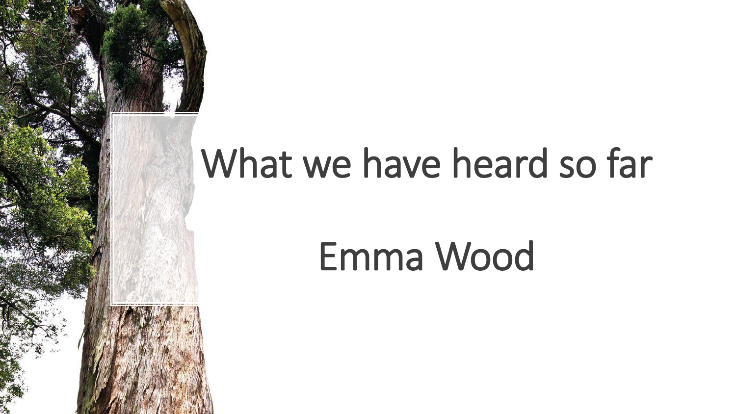# What we have heard so far

## Emma Wood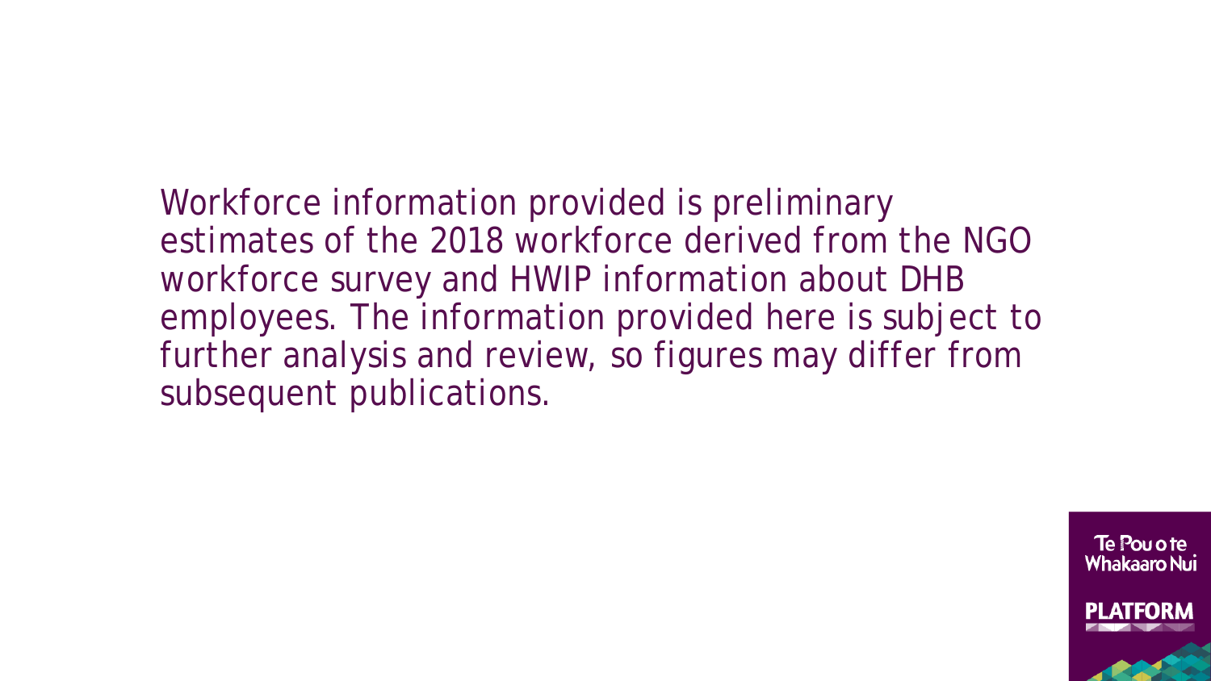Workforce information provided is preliminary estimates of the 2018 workforce derived from the NGO workforce survey and HWIP information about DHB employees. The information provided here is subject to further analysis and review, so figures may differ from subsequent publications.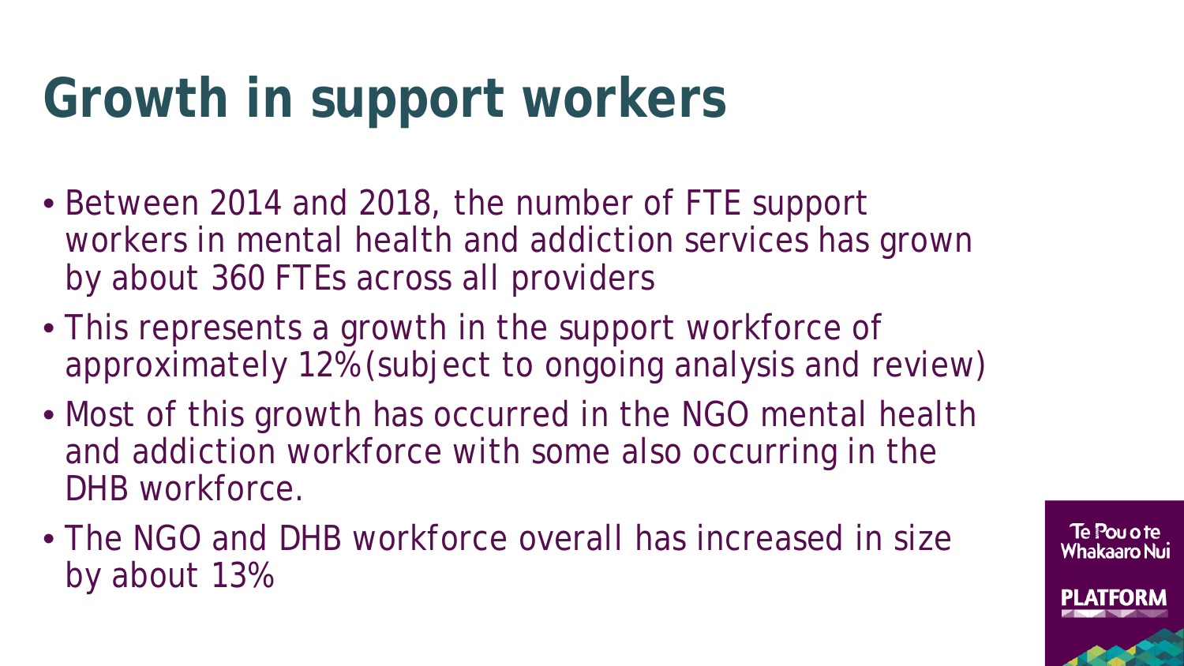# Growth in support workers

- Between 2014 and 2018, the number of FTE support workers in mental health and addiction services has grown by about 360 FTEs across all providers
- This represents a growth in the support workforce of approximately 12% (subject to ongoing analysis and review)
- Most of this growth has occurred in the NGO mental health and addiction workforce with some also occurring in the DHB workforce.
- The NGO and DHB workforce overall has increased in size by about 13%

Te Pou o te Whakaaro Nui

PLATFORM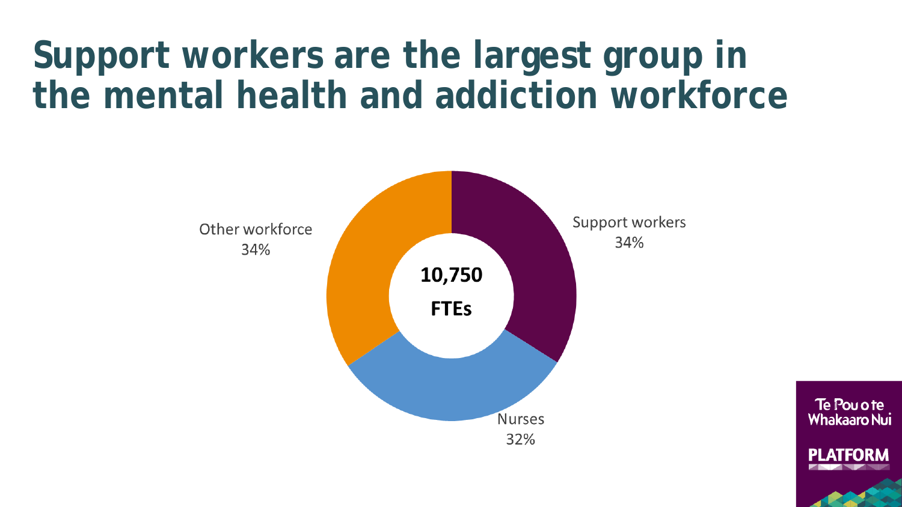# Support workers are the largest group in the mental health and addiction workforce

10,750 FTEs

Support workers 34%

Nurses 32%

Other workforce 34%

Te Pou o te Whakaaro Nui

PLATFORM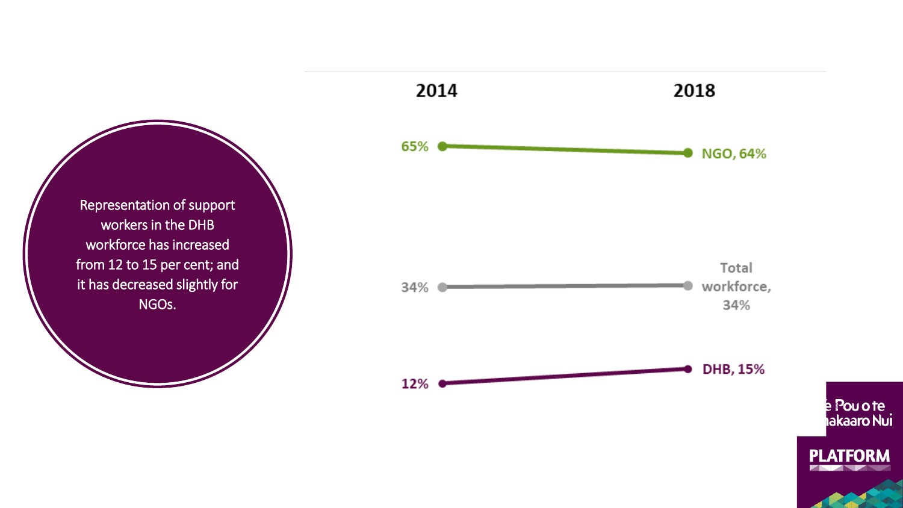Representation of support workers in the DHB workforce has increased from 12 to 15 per cent; and it has decreased slightly for NGOs.

| | 2014 | 2018 |
|---|---|---|
| NGO | 65% | 64% |
| Total workforce | 34% | 34% |
| DHB | 12% | 15% |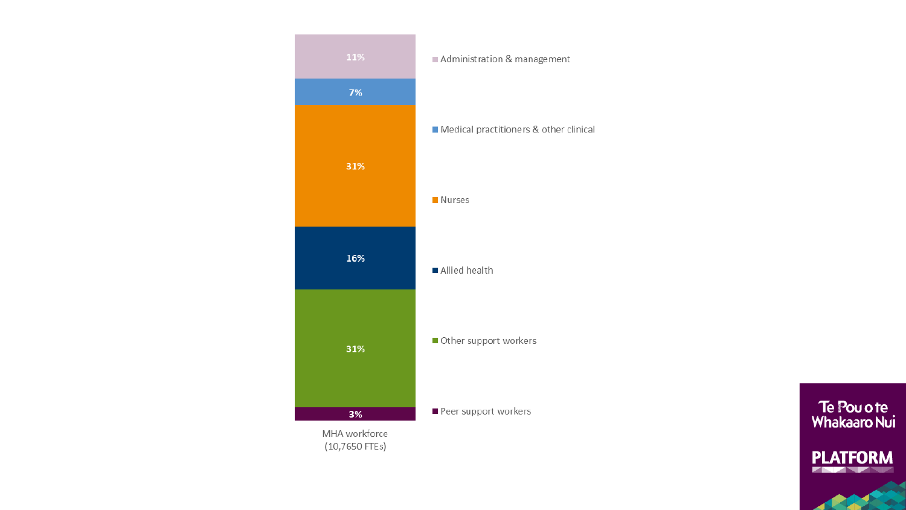| Category | MHA workforce (10,7650 FTEs) |
| --- | --- |
| Administration & management | 11% |
| Medical practitioners & other clinical | 7% |
| Nurses | 31% |
| Allied health | 16% |
| Other support workers | 31% |
| Peer support workers | 3% |

Te Pou o te Whakaaro Nui

PLATFORM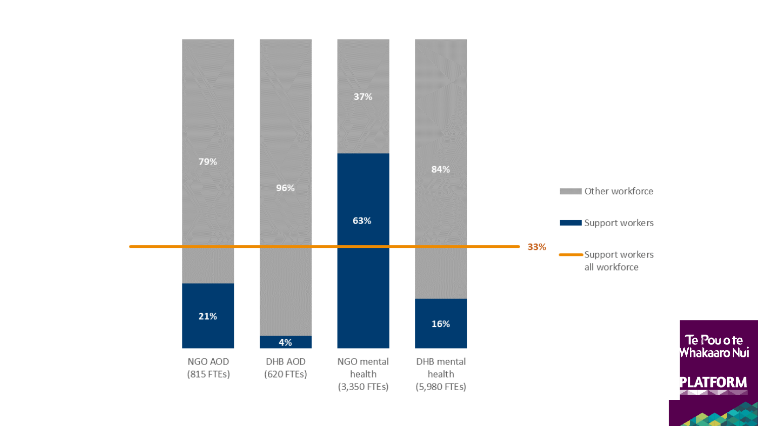| | NGO AOD (815 FTEs) | DHB AOD (620 FTEs) | NGO mental health (3,350 FTEs) | DHB mental health (5,980 FTEs) |
|---|---|---|---|---|
| Other workforce | 79% | 96% | 37% | 84% |
| Support workers | 21% | 4% | 63% | 16% |

Support workers all workforce: 33%

Te Pou o te Whakaaro Nui

PLATFORM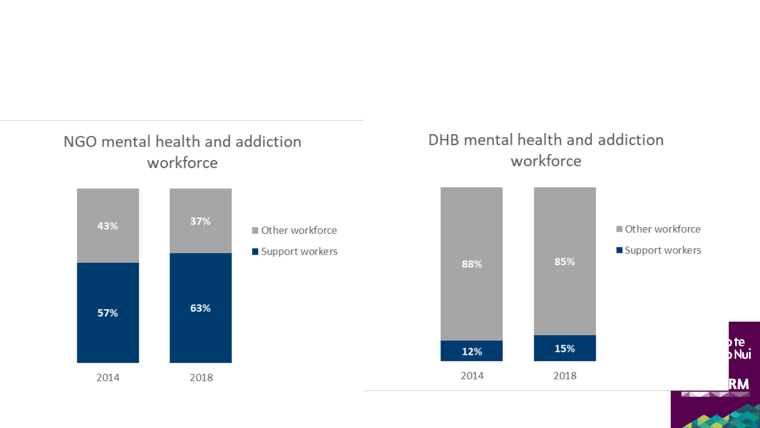## NGO mental health and addiction workforce

| | 2014 | 2018 |
|---|---|---|
| Other workforce | 43% | 37% |
| Support workers | 57% | 63% |

## DHB mental health and addiction workforce

| | 2014 | 2018 |
|---|---|---|
| Other workforce | 88% | 85% |
| Support workers | 12% | 15% |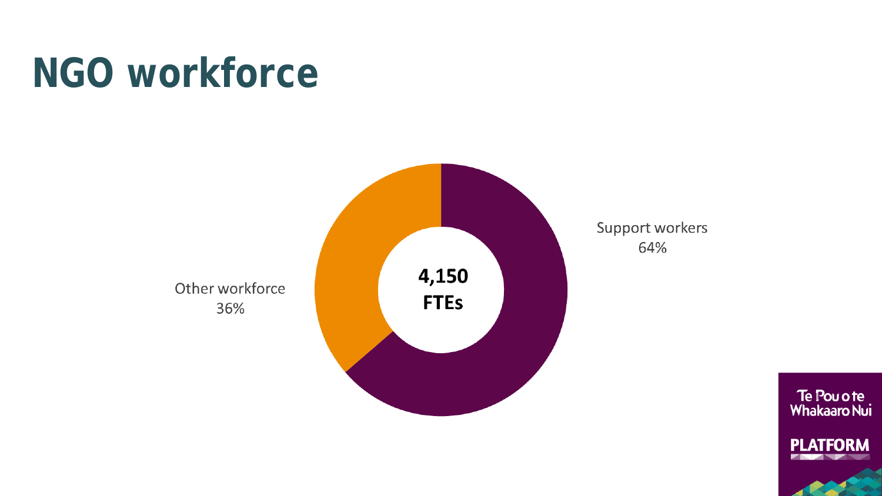# NGO workforce

4,150 FTEs

Support workers 64%

Other workforce 36%

Te Pou o te Whakaaro Nui

PLATFORM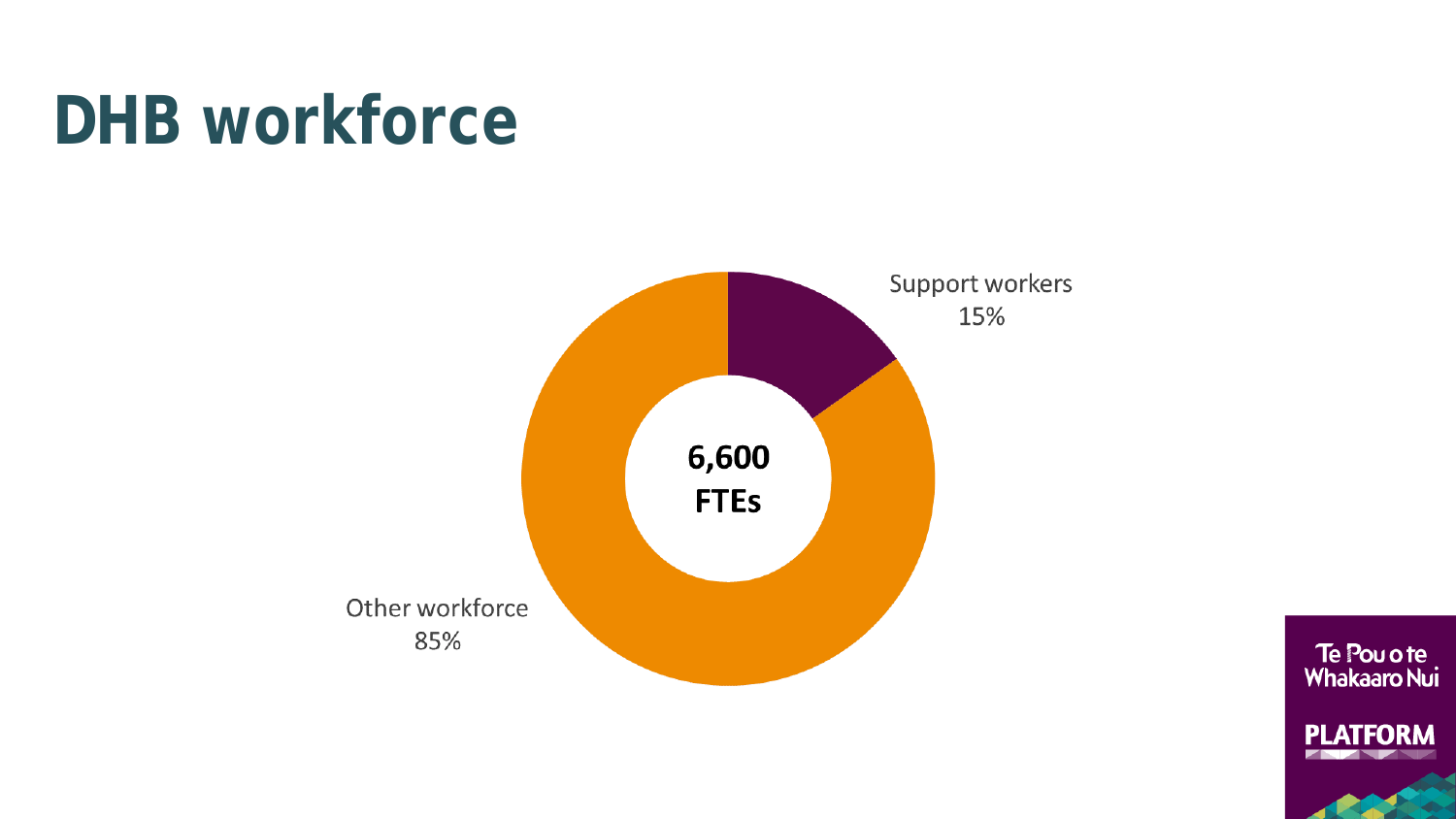# DHB workforce

6,600 FTEs

Support workers 15%

Other workforce 85%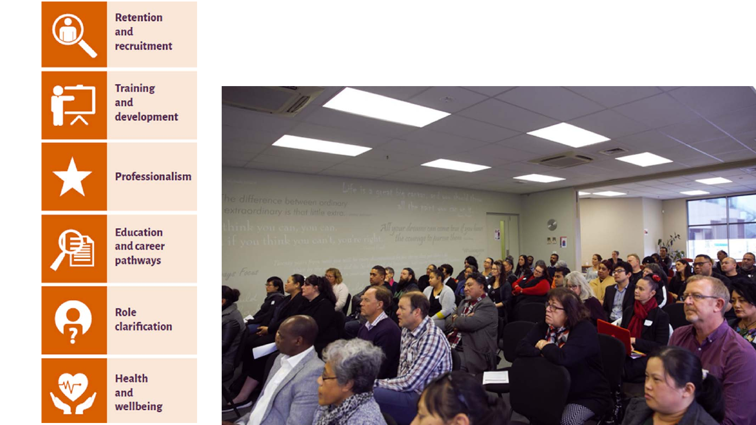- Retention and recruitment
- Training and development
- Professionalism
- Education and career pathways
- Role clarification
- Health and wellbeing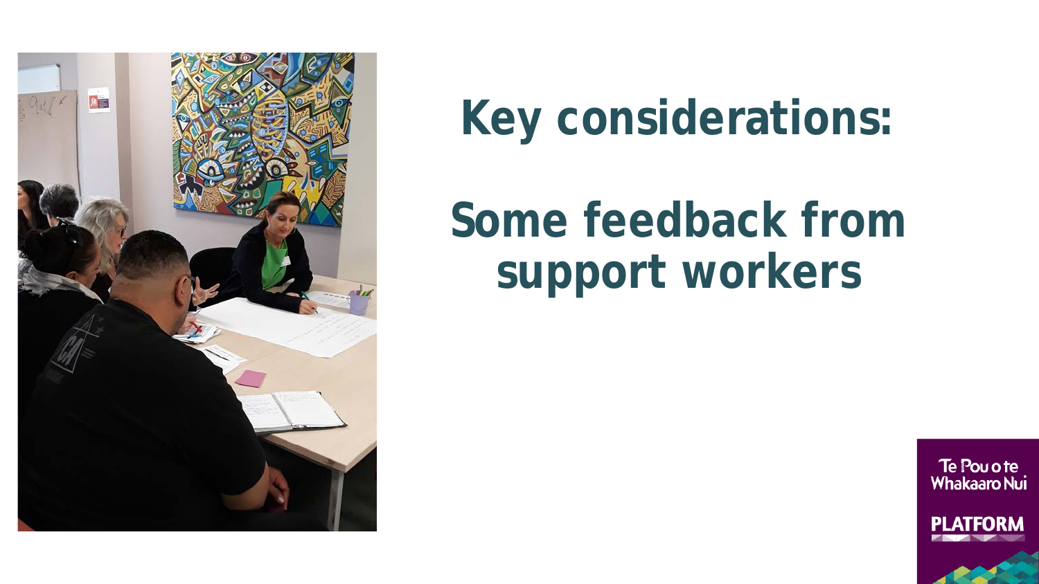# Key considerations:

## Some feedback from support workers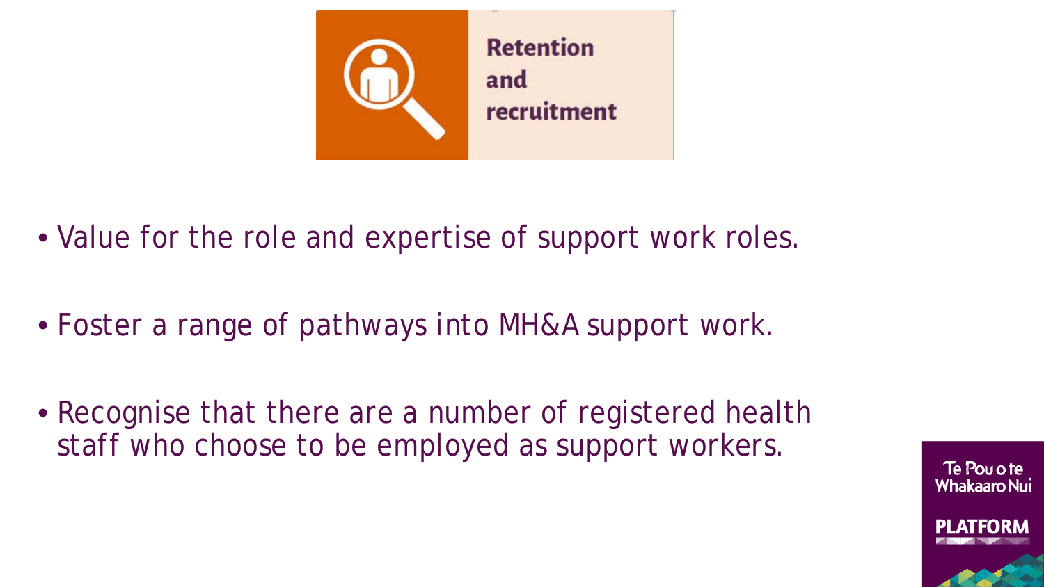# Retention and recruitment

- Value for the role and expertise of support work roles.
- Foster a range of pathways into MH&A support work.
- Recognise that there are a number of registered health staff who choose to be employed as support workers.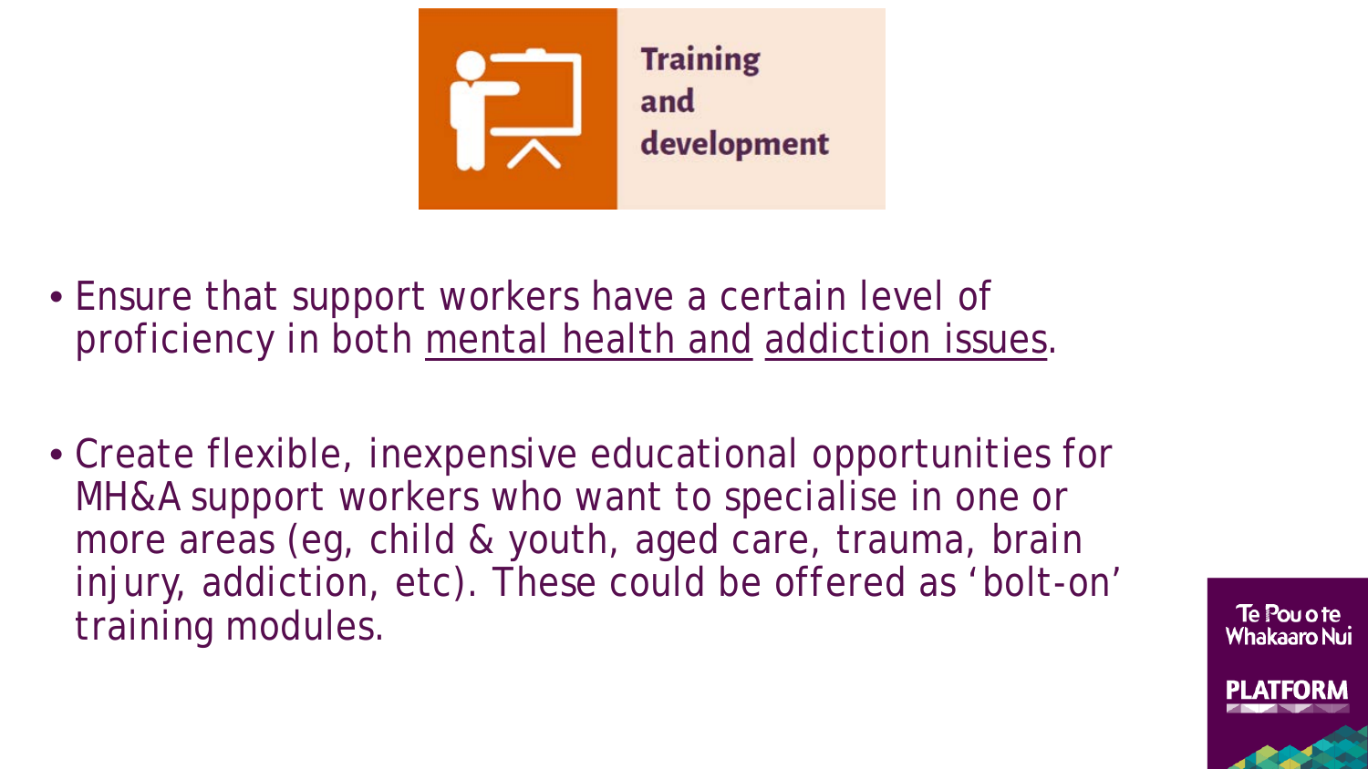## Training and development

- Ensure that support workers have a certain level of proficiency in both mental health and addiction issues.
- Create flexible, inexpensive educational opportunities for MH&A support workers who want to specialise in one or more areas (eg, child & youth, aged care, trauma, brain injury, addiction, etc). These could be offered as 'bolt-on' training modules.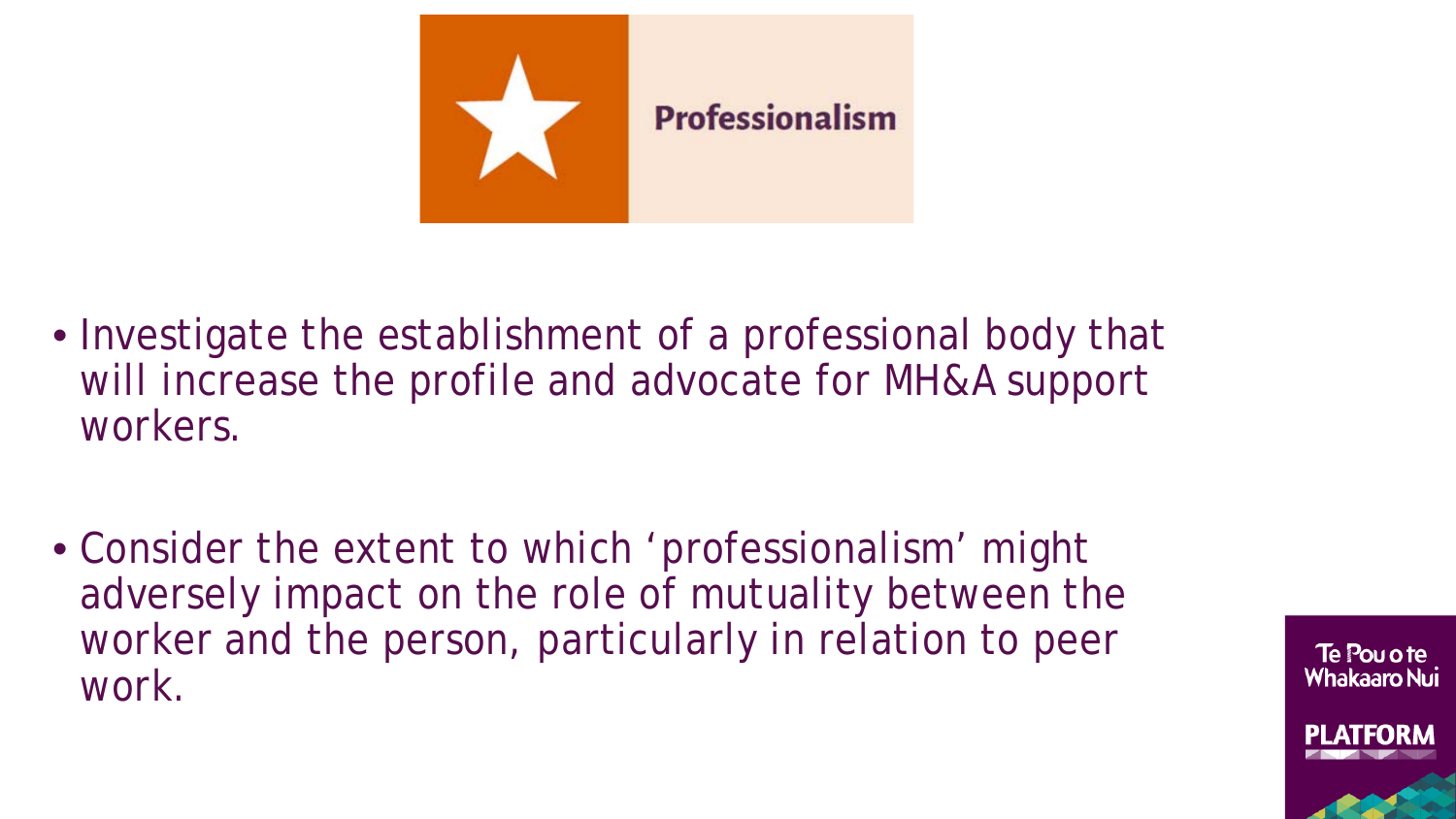# Professionalism

- Investigate the establishment of a professional body that will increase the profile and advocate for MH&A support workers.

- Consider the extent to which 'professionalism' might adversely impact on the role of mutuality between the worker and the person, particularly in relation to peer work.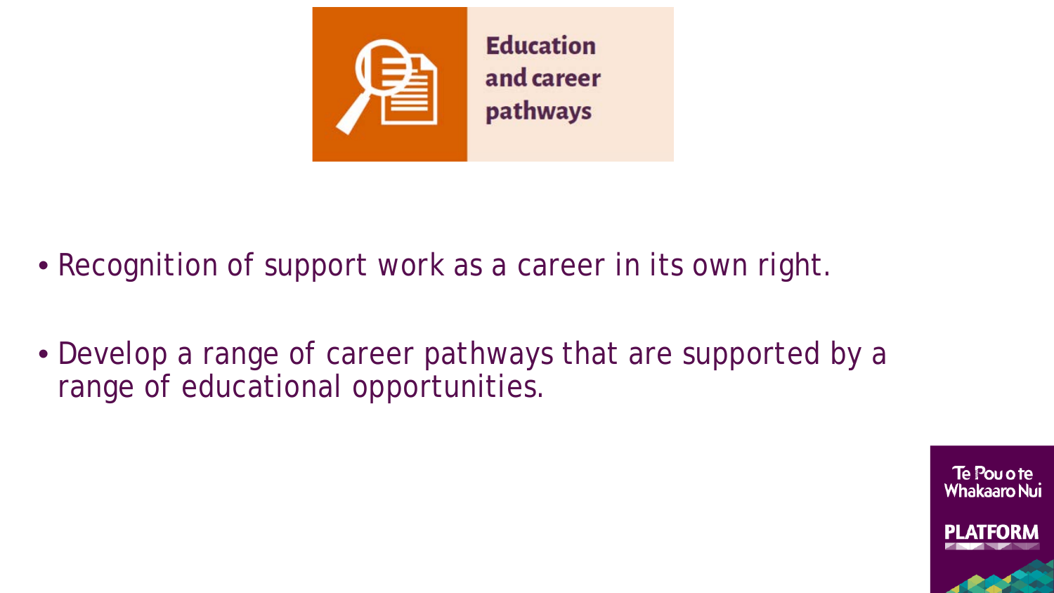## Education and career pathways

- Recognition of support work as a career in its own right.
- Develop a range of career pathways that are supported by a range of educational opportunities.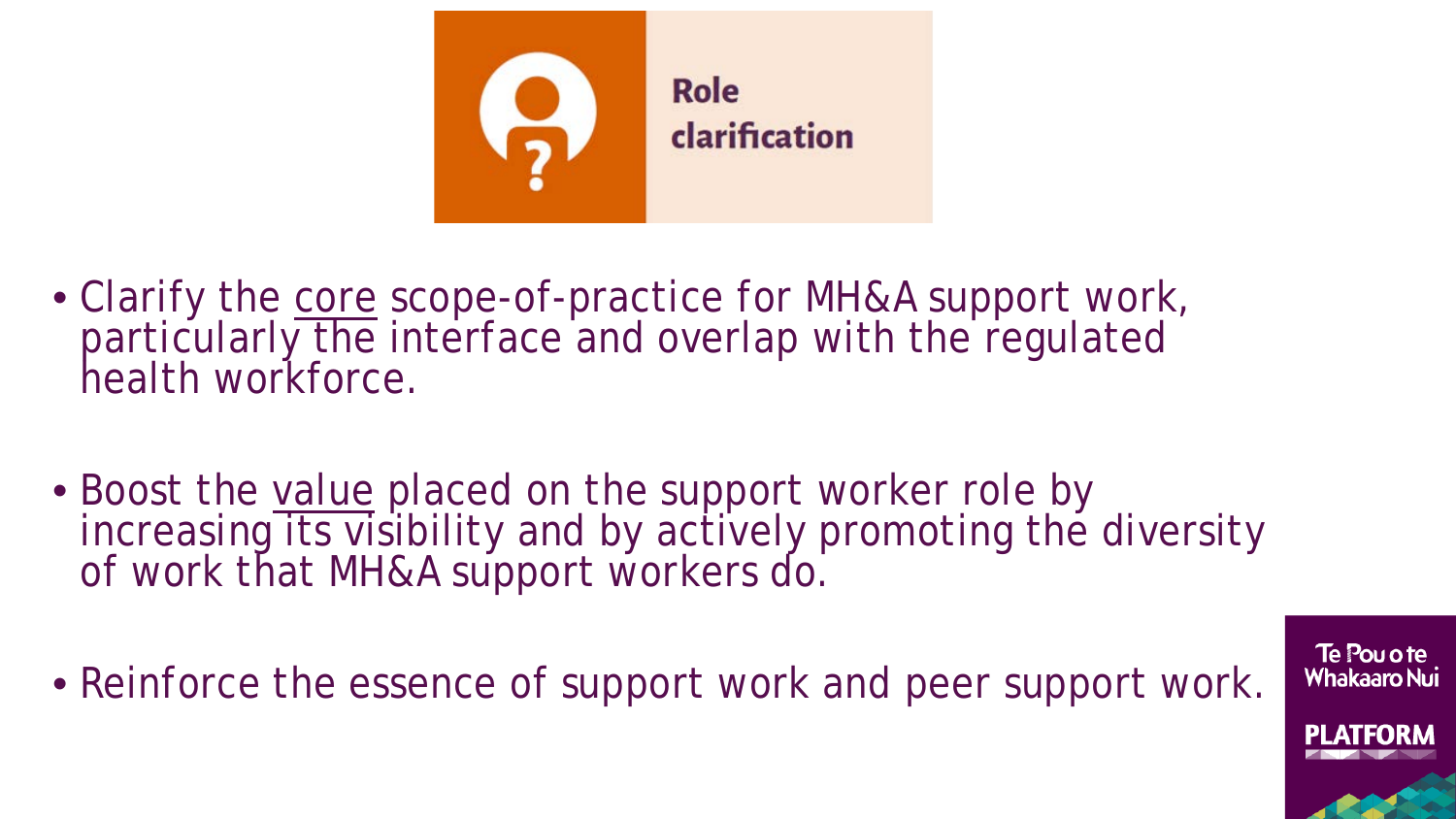## Role clarification

- Clarify the core scope-of-practice for MH&A support work, particularly the interface and overlap with the regulated health workforce.
- Boost the value placed on the support worker role by increasing its visibility and by actively promoting the diversity of work that MH&A support workers do.
- Reinforce the essence of support work and peer support work.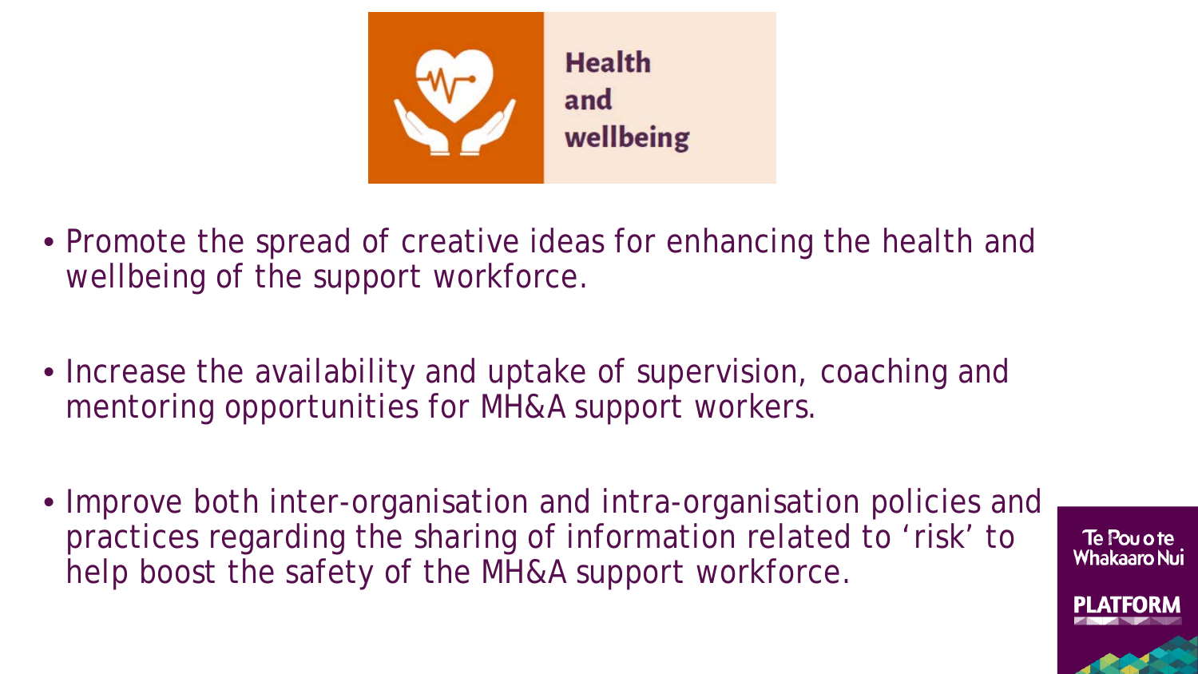# Health and wellbeing

- Promote the spread of creative ideas for enhancing the health and wellbeing of the support workforce.
- Increase the availability and uptake of supervision, coaching and mentoring opportunities for MH&A support workers.
- Improve both inter-organisation and intra-organisation policies and practices regarding the sharing of information related to 'risk' to help boost the safety of the MH&A support workforce.

Te Pou o te Whakaaro Nui

PLATFORM